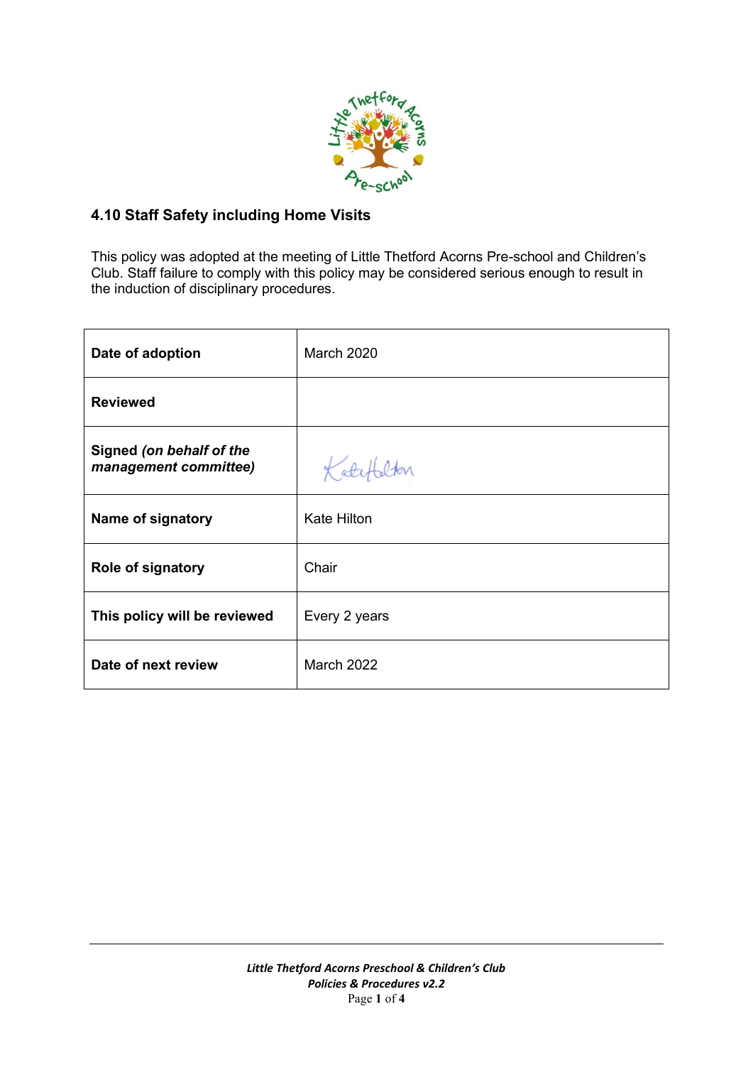## 4.10 Staff Safety including Home Visits

This policy was adopted at the meeting of Little Thetford Acorns Pre-school and Children's Club. Staff failure to comply with this policy may be considered serious enough to result in the induction of disciplinary procedures.

| **Date of adoption** | March 2020 |
|---|---|
| **Reviewed** | |
| **Signed** ***(on behalf of the management committee)*** | Kate Hilton |
| **Name of signatory** | Kate Hilton |
| **Role of signatory** | Chair |
| **This policy will be reviewed** | Every 2 years |
| **Date of next review** | March 2022 |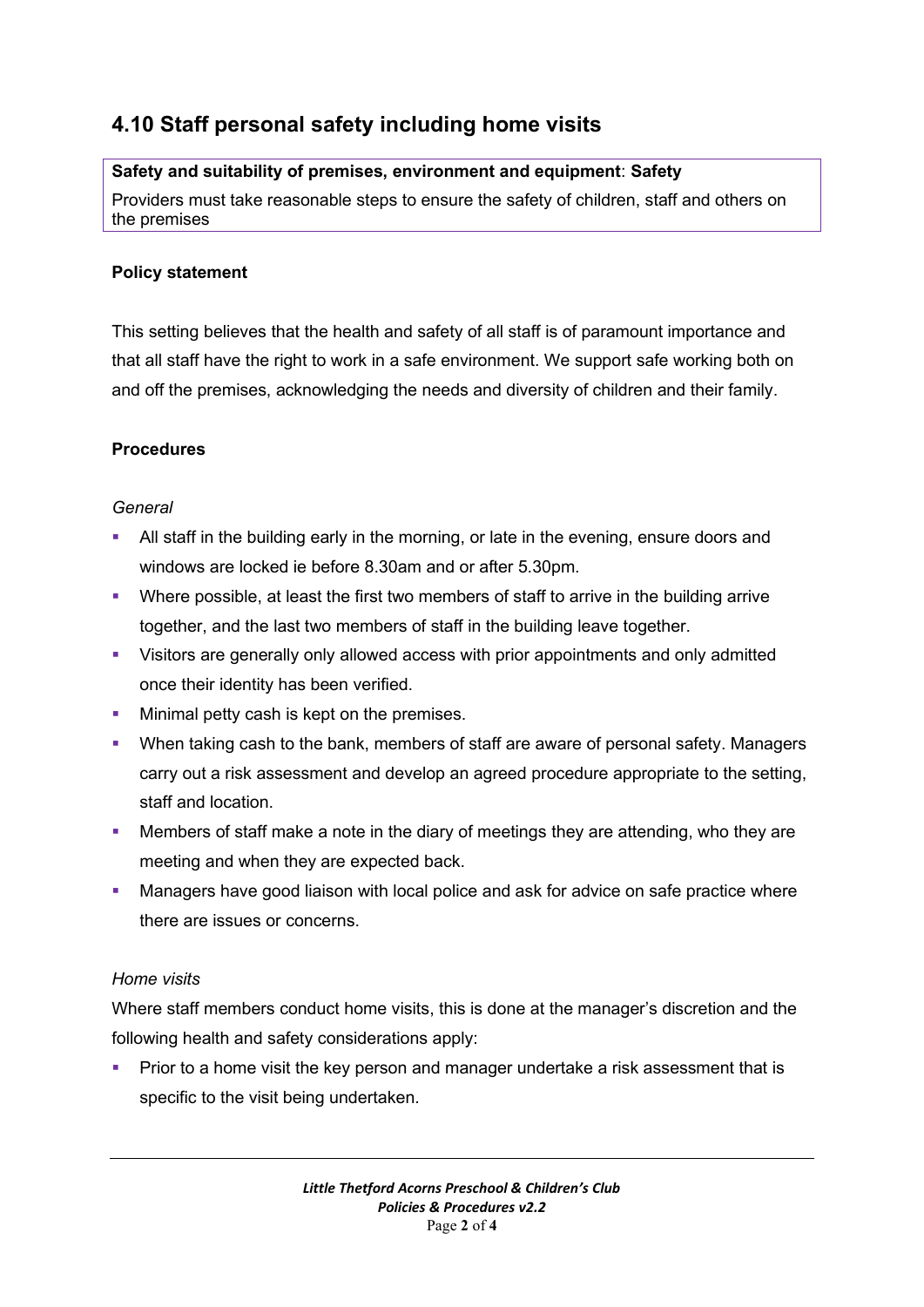## 4.10 Staff personal safety including home visits

**Safety and suitability of premises, environment and equipment**: **Safety**
Providers must take reasonable steps to ensure the safety of children, staff and others on the premises

**Policy statement**

This setting believes that the health and safety of all staff is of paramount importance and that all staff have the right to work in a safe environment. We support safe working both on and off the premises, acknowledging the needs and diversity of children and their family.

**Procedures**

*General*

- All staff in the building early in the morning, or late in the evening, ensure doors and windows are locked ie before 8.30am and or after 5.30pm.
- Where possible, at least the first two members of staff to arrive in the building arrive together, and the last two members of staff in the building leave together.
- Visitors are generally only allowed access with prior appointments and only admitted once their identity has been verified.
- Minimal petty cash is kept on the premises.
- When taking cash to the bank, members of staff are aware of personal safety. Managers carry out a risk assessment and develop an agreed procedure appropriate to the setting, staff and location.
- Members of staff make a note in the diary of meetings they are attending, who they are meeting and when they are expected back.
- Managers have good liaison with local police and ask for advice on safe practice where there are issues or concerns.

*Home visits*

Where staff members conduct home visits, this is done at the manager's discretion and the following health and safety considerations apply:

- Prior to a home visit the key person and manager undertake a risk assessment that is specific to the visit being undertaken.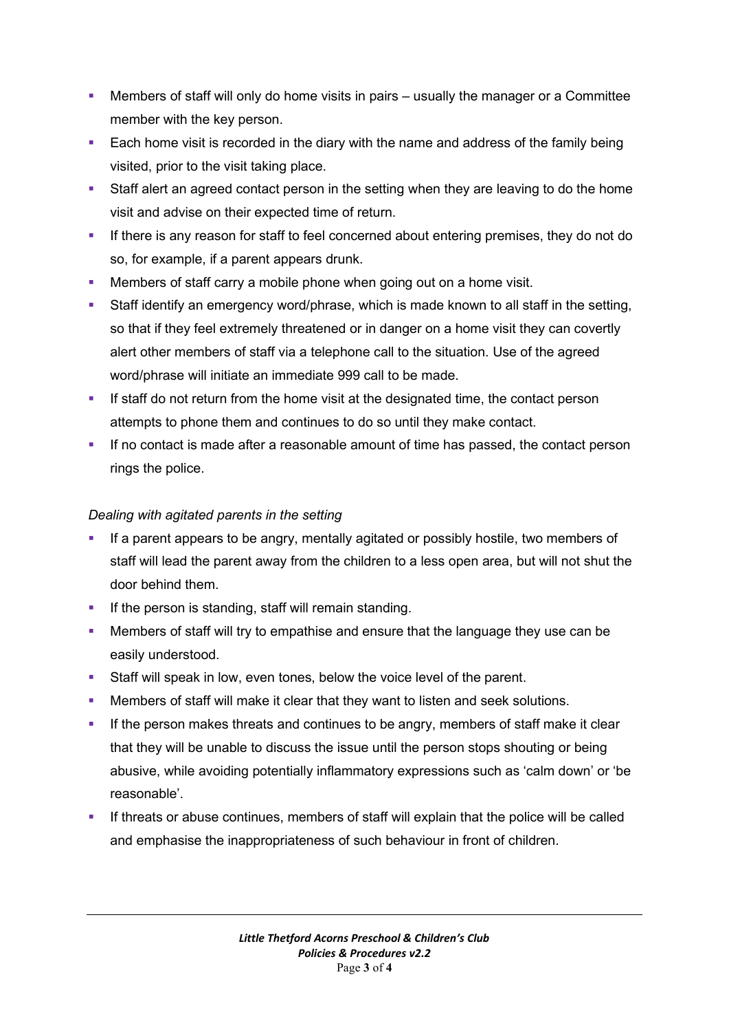- Members of staff will only do home visits in pairs – usually the manager or a Committee member with the key person.
- Each home visit is recorded in the diary with the name and address of the family being visited, prior to the visit taking place.
- Staff alert an agreed contact person in the setting when they are leaving to do the home visit and advise on their expected time of return.
- If there is any reason for staff to feel concerned about entering premises, they do not do so, for example, if a parent appears drunk.
- Members of staff carry a mobile phone when going out on a home visit.
- Staff identify an emergency word/phrase, which is made known to all staff in the setting, so that if they feel extremely threatened or in danger on a home visit they can covertly alert other members of staff via a telephone call to the situation. Use of the agreed word/phrase will initiate an immediate 999 call to be made.
- If staff do not return from the home visit at the designated time, the contact person attempts to phone them and continues to do so until they make contact.
- If no contact is made after a reasonable amount of time has passed, the contact person rings the police.

*Dealing with agitated parents in the setting*

- If a parent appears to be angry, mentally agitated or possibly hostile, two members of staff will lead the parent away from the children to a less open area, but will not shut the door behind them.
- If the person is standing, staff will remain standing.
- Members of staff will try to empathise and ensure that the language they use can be easily understood.
- Staff will speak in low, even tones, below the voice level of the parent.
- Members of staff will make it clear that they want to listen and seek solutions.
- If the person makes threats and continues to be angry, members of staff make it clear that they will be unable to discuss the issue until the person stops shouting or being abusive, while avoiding potentially inflammatory expressions such as 'calm down' or 'be reasonable'.
- If threats or abuse continues, members of staff will explain that the police will be called and emphasise the inappropriateness of such behaviour in front of children.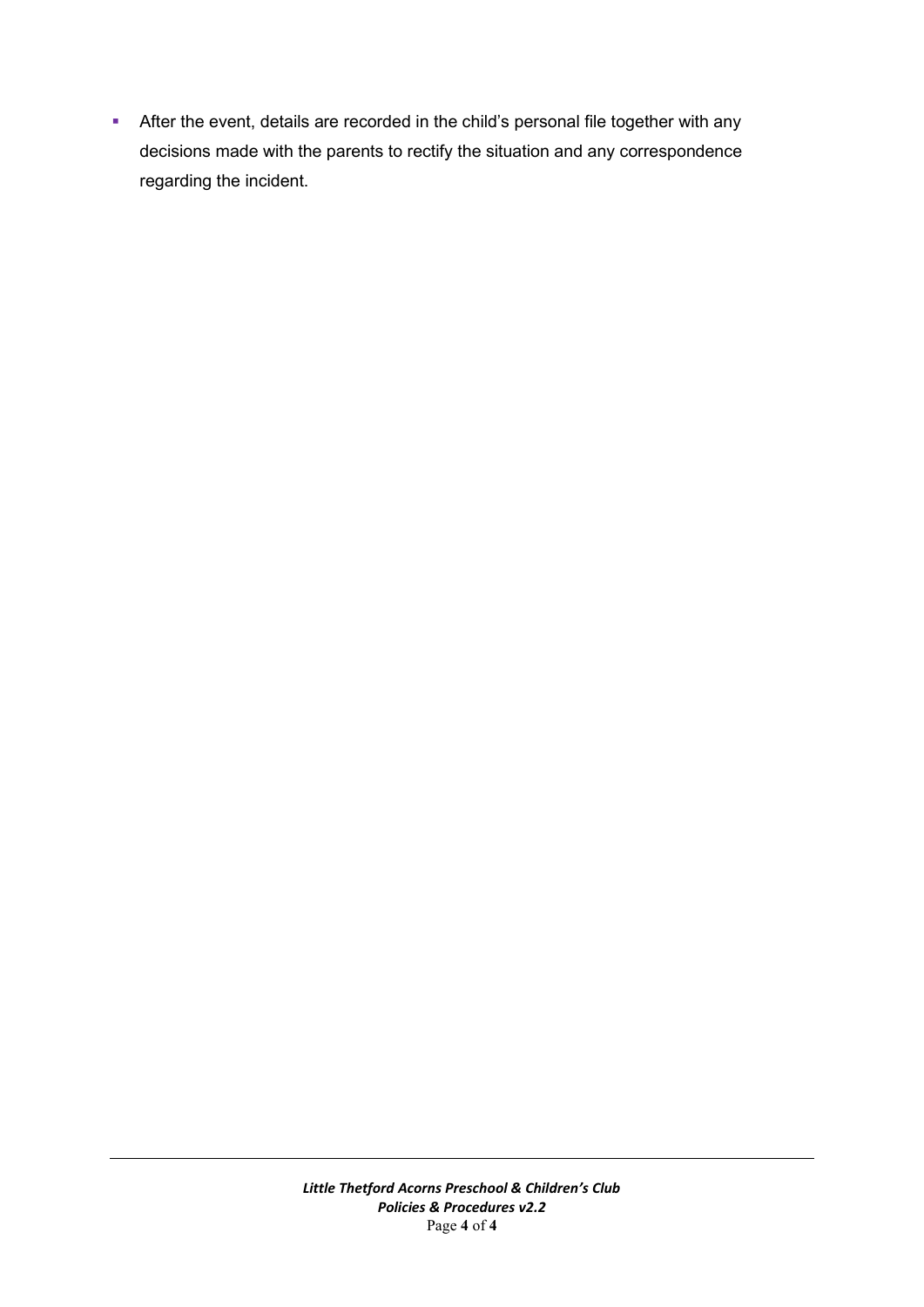- After the event, details are recorded in the child's personal file together with any decisions made with the parents to rectify the situation and any correspondence regarding the incident.